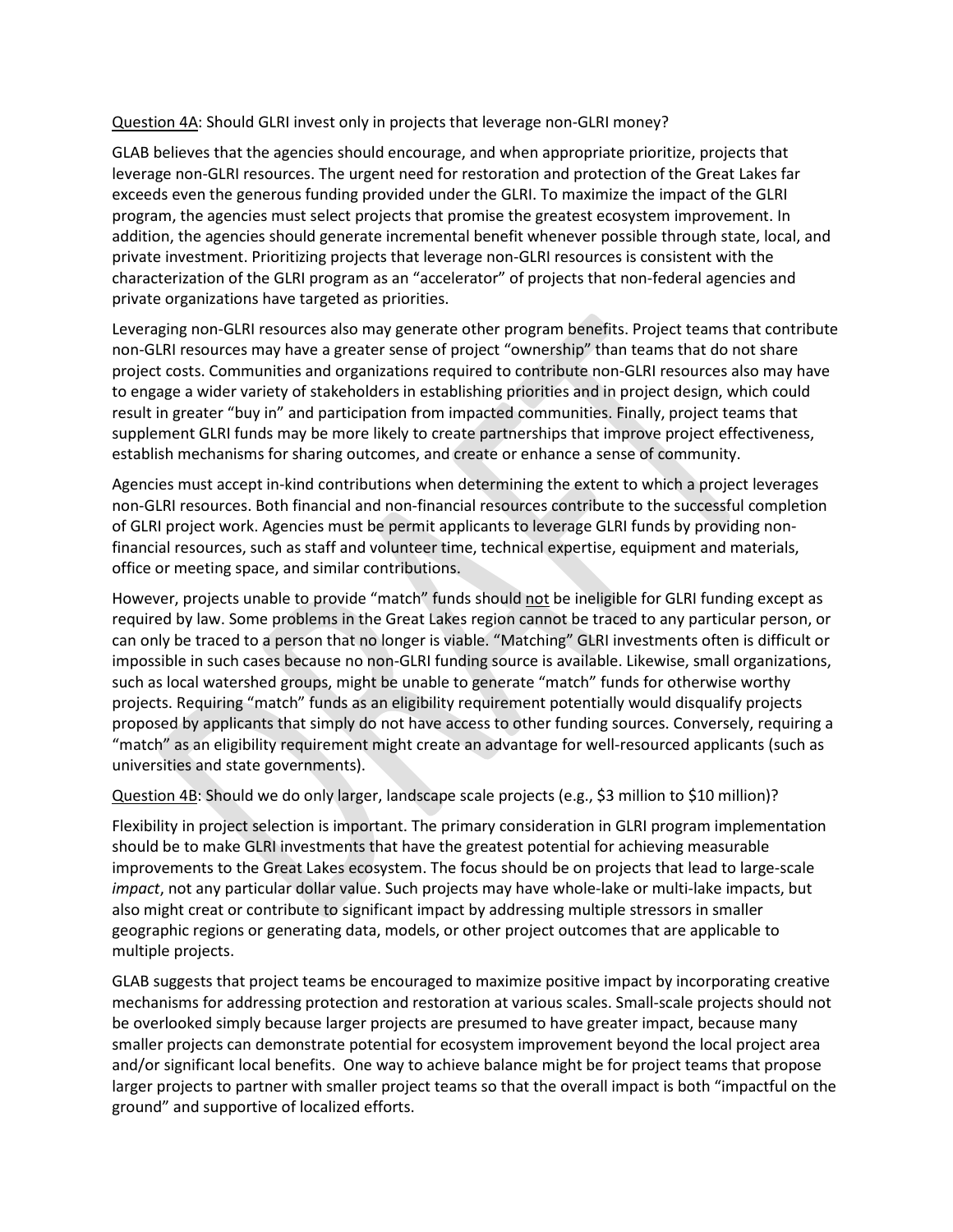Question 4A: Should GLRI invest only in projects that leverage non-GLRI money?

GLAB believes that the agencies should encourage, and when appropriate prioritize, projects that leverage non-GLRI resources. The urgent need for restoration and protection of the Great Lakes far exceeds even the generous funding provided under the GLRI. To maximize the impact of the GLRI program, the agencies must select projects that promise the greatest ecosystem improvement. In addition, the agencies should generate incremental benefit whenever possible through state, local, and private investment. Prioritizing projects that leverage non-GLRI resources is consistent with the characterization of the GLRI program as an "accelerator" of projects that non-federal agencies and private organizations have targeted as priorities.

Leveraging non-GLRI resources also may generate other program benefits. Project teams that contribute non-GLRI resources may have a greater sense of project "ownership" than teams that do not share project costs. Communities and organizations required to contribute non-GLRI resources also may have to engage a wider variety of stakeholders in establishing priorities and in project design, which could result in greater "buy in" and participation from impacted communities. Finally, project teams that supplement GLRI funds may be more likely to create partnerships that improve project effectiveness, establish mechanisms for sharing outcomes, and create or enhance a sense of community.

Agencies must accept in-kind contributions when determining the extent to which a project leverages non-GLRI resources. Both financial and non-financial resources contribute to the successful completion of GLRI project work. Agencies must be permit applicants to leverage GLRI funds by providing non-financial resources, such as staff and volunteer time, technical expertise, equipment and materials, office or meeting space, and similar contributions.

However, projects unable to provide "match" funds should not be ineligible for GLRI funding except as required by law. Some problems in the Great Lakes region cannot be traced to any particular person, or can only be traced to a person that no longer is viable. "Matching" GLRI investments often is difficult or impossible in such cases because no non-GLRI funding source is available. Likewise, small organizations, such as local watershed groups, might be unable to generate "match" funds for otherwise worthy projects. Requiring "match" funds as an eligibility requirement potentially would disqualify projects proposed by applicants that simply do not have access to other funding sources. Conversely, requiring a "match" as an eligibility requirement might create an advantage for well-resourced applicants (such as universities and state governments).

Question 4B: Should we do only larger, landscape scale projects (e.g., $3 million to $10 million)?

Flexibility in project selection is important. The primary consideration in GLRI program implementation should be to make GLRI investments that have the greatest potential for achieving measurable improvements to the Great Lakes ecosystem. The focus should be on projects that lead to large-scale *impact*, not any particular dollar value. Such projects may have whole-lake or multi-lake impacts, but also might creat or contribute to significant impact by addressing multiple stressors in smaller geographic regions or generating data, models, or other project outcomes that are applicable to multiple projects.

GLAB suggests that project teams be encouraged to maximize positive impact by incorporating creative mechanisms for addressing protection and restoration at various scales. Small-scale projects should not be overlooked simply because larger projects are presumed to have greater impact, because many smaller projects can demonstrate potential for ecosystem improvement beyond the local project area and/or significant local benefits. One way to achieve balance might be for project teams that propose larger projects to partner with smaller project teams so that the overall impact is both "impactful on the ground" and supportive of localized efforts.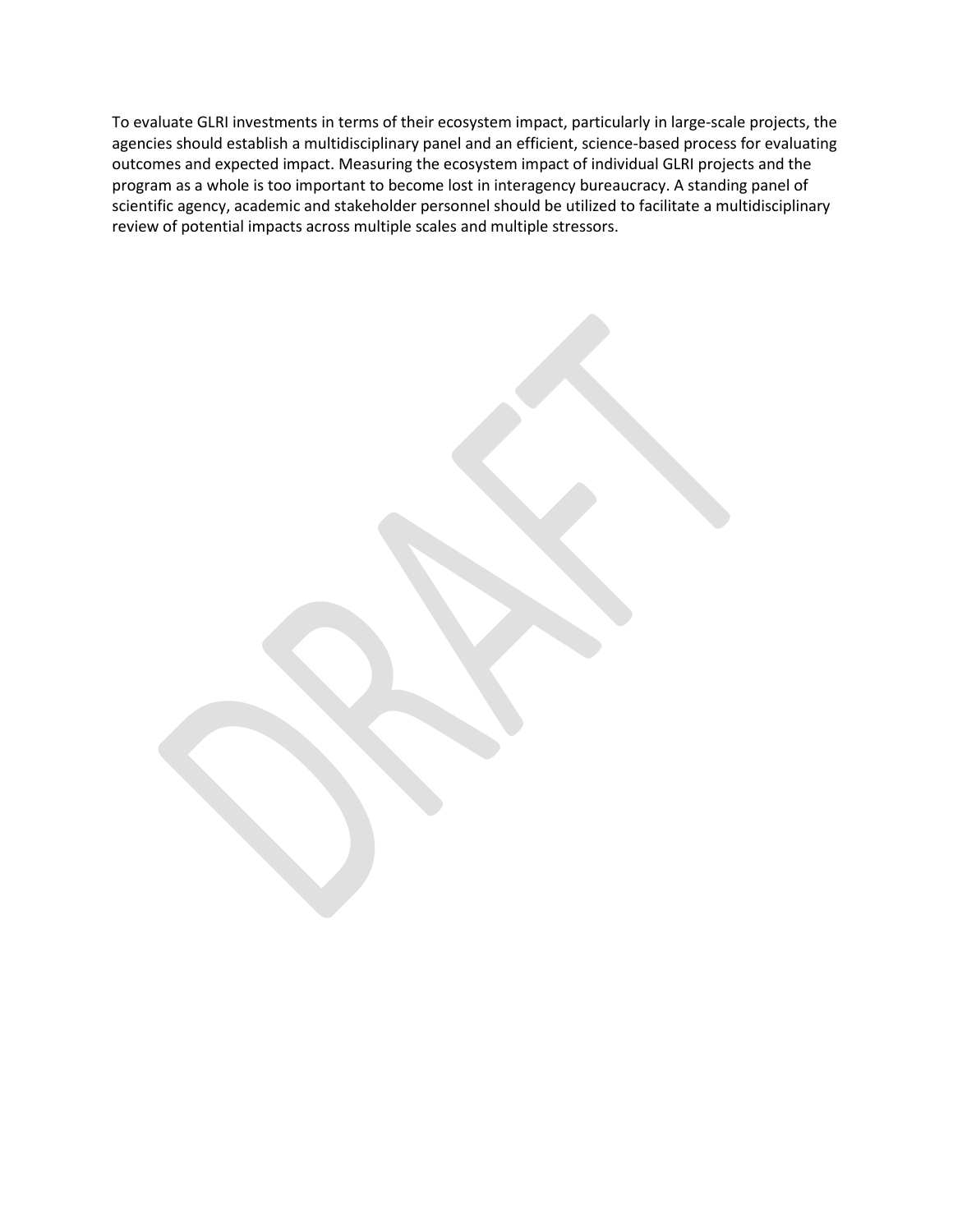To evaluate GLRI investments in terms of their ecosystem impact, particularly in large-scale projects, the agencies should establish a multidisciplinary panel and an efficient, science-based process for evaluating outcomes and expected impact. Measuring the ecosystem impact of individual GLRI projects and the program as a whole is too important to become lost in interagency bureaucracy. A standing panel of scientific agency, academic and stakeholder personnel should be utilized to facilitate a multidisciplinary review of potential impacts across multiple scales and multiple stressors.